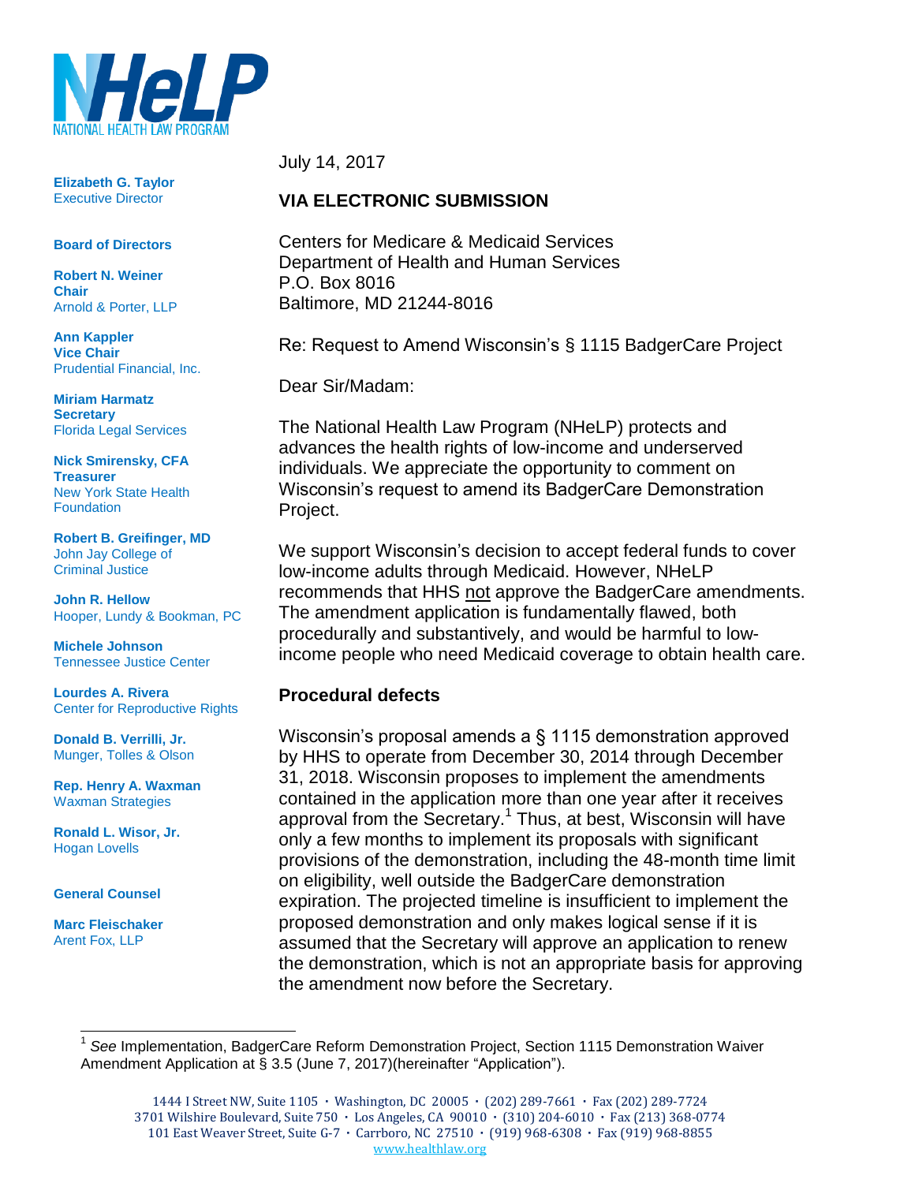NHeLP
NATIONAL HEALTH LAW PROGRAM

**Elizabeth G. Taylor**
Executive Director

**Board of Directors**

**Robert N. Weiner**
**Chair**
Arnold & Porter, LLP

**Ann Kappler**
**Vice Chair**
Prudential Financial, Inc.

**Miriam Harmatz**
**Secretary**
Florida Legal Services

**Nick Smirensky, CFA**
**Treasurer**
New York State Health Foundation

**Robert B. Greifinger, MD**
John Jay College of Criminal Justice

**John R. Hellow**
Hooper, Lundy & Bookman, PC

**Michele Johnson**
Tennessee Justice Center

**Lourdes A. Rivera**
Center for Reproductive Rights

**Donald B. Verrilli, Jr.**
Munger, Tolles & Olson

**Rep. Henry A. Waxman**
Waxman Strategies

**Ronald L. Wisor, Jr.**
Hogan Lovells

**General Counsel**

**Marc Fleischaker**
Arent Fox, LLP

July 14, 2017

**VIA ELECTRONIC SUBMISSION**

Centers for Medicare & Medicaid Services
Department of Health and Human Services
P.O. Box 8016
Baltimore, MD 21244-8016

Re: Request to Amend Wisconsin's § 1115 BadgerCare Project

Dear Sir/Madam:

The National Health Law Program (NHeLP) protects and advances the health rights of low-income and underserved individuals. We appreciate the opportunity to comment on Wisconsin's request to amend its BadgerCare Demonstration Project.

We support Wisconsin's decision to accept federal funds to cover low-income adults through Medicaid. However, NHeLP recommends that HHS not approve the BadgerCare amendments. The amendment application is fundamentally flawed, both procedurally and substantively, and would be harmful to low-income people who need Medicaid coverage to obtain health care.

### Procedural defects

Wisconsin's proposal amends a § 1115 demonstration approved by HHS to operate from December 30, 2014 through December 31, 2018. Wisconsin proposes to implement the amendments contained in the application more than one year after it receives approval from the Secretary.[1] Thus, at best, Wisconsin will have only a few months to implement its proposals with significant provisions of the demonstration, including the 48-month time limit on eligibility, well outside the BadgerCare demonstration expiration. The projected timeline is insufficient to implement the proposed demonstration and only makes logical sense if it is assumed that the Secretary will approve an application to renew the demonstration, which is not an appropriate basis for approving the amendment now before the Secretary.

[1] *See* Implementation, BadgerCare Reform Demonstration Project, Section 1115 Demonstration Waiver Amendment Application at § 3.5 (June 7, 2017)(hereinafter "Application").

1444 I Street NW, Suite 1105 · Washington, DC 20005 · (202) 289-7661 · Fax (202) 289-7724
3701 Wilshire Boulevard, Suite 750 · Los Angeles, CA 90010 · (310) 204-6010 · Fax (213) 368-0774
101 East Weaver Street, Suite G-7 · Carrboro, NC 27510 · (919) 968-6308 · Fax (919) 968-8855
www.healthlaw.org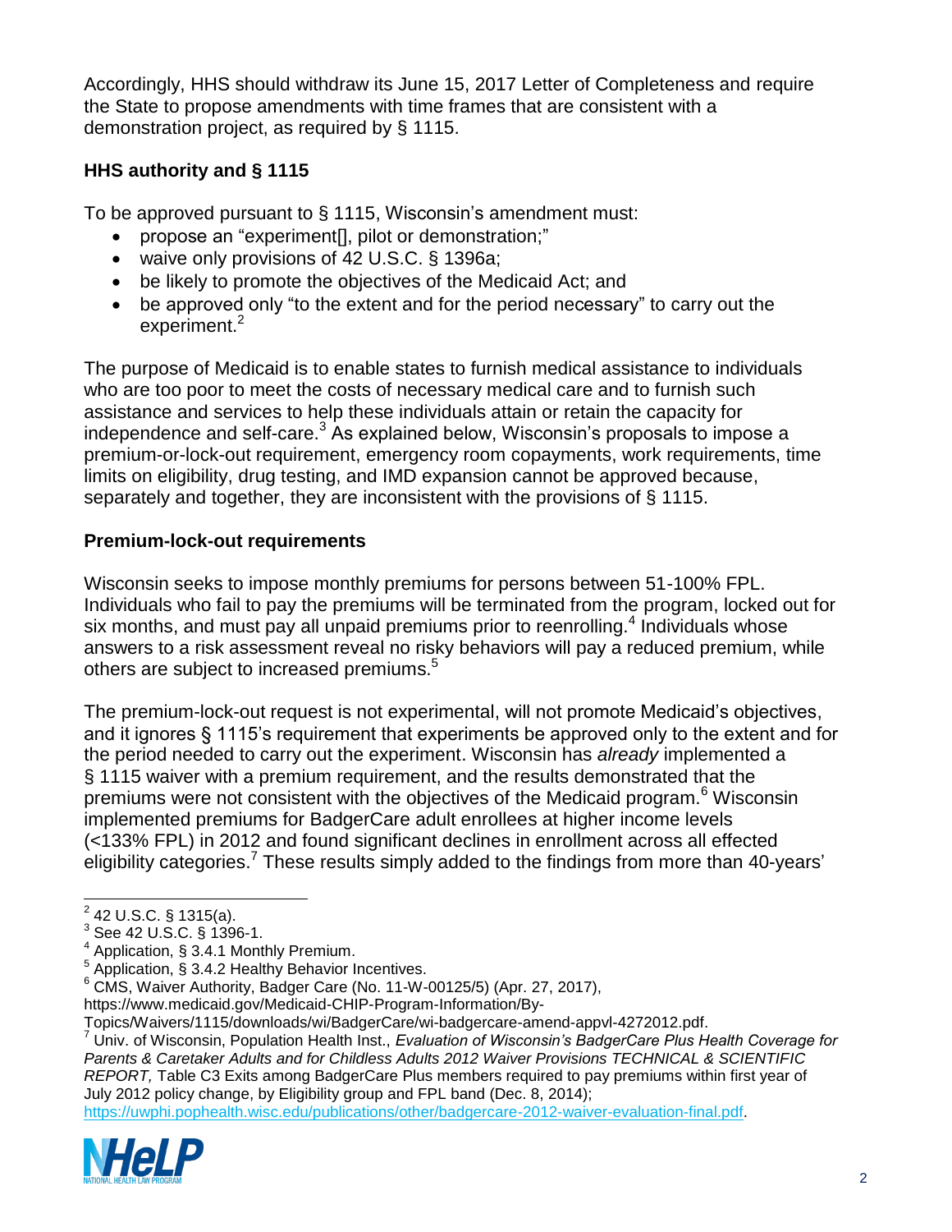Accordingly, HHS should withdraw its June 15, 2017 Letter of Completeness and require the State to propose amendments with time frames that are consistent with a demonstration project, as required by § 1115.

## HHS authority and § 1115

To be approved pursuant to § 1115, Wisconsin's amendment must:

- propose an "experiment[], pilot or demonstration;"
- waive only provisions of 42 U.S.C. § 1396a;
- be likely to promote the objectives of the Medicaid Act; and
- be approved only "to the extent and for the period necessary" to carry out the experiment.[2]

The purpose of Medicaid is to enable states to furnish medical assistance to individuals who are too poor to meet the costs of necessary medical care and to furnish such assistance and services to help these individuals attain or retain the capacity for independence and self-care.[3] As explained below, Wisconsin's proposals to impose a premium-or-lock-out requirement, emergency room copayments, work requirements, time limits on eligibility, drug testing, and IMD expansion cannot be approved because, separately and together, they are inconsistent with the provisions of § 1115.

## Premium-lock-out requirements

Wisconsin seeks to impose monthly premiums for persons between 51-100% FPL. Individuals who fail to pay the premiums will be terminated from the program, locked out for six months, and must pay all unpaid premiums prior to reenrolling.[4] Individuals whose answers to a risk assessment reveal no risky behaviors will pay a reduced premium, while others are subject to increased premiums.[5]

The premium-lock-out request is not experimental, will not promote Medicaid's objectives, and it ignores § 1115's requirement that experiments be approved only to the extent and for the period needed to carry out the experiment. Wisconsin has *already* implemented a § 1115 waiver with a premium requirement, and the results demonstrated that the premiums were not consistent with the objectives of the Medicaid program.[6] Wisconsin implemented premiums for BadgerCare adult enrollees at higher income levels (<133% FPL) in 2012 and found significant declines in enrollment across all effected eligibility categories.[7] These results simply added to the findings from more than 40-years'

---

[2] 42 U.S.C. § 1315(a).

[3] See 42 U.S.C. § 1396-1.

[4] Application, § 3.4.1 Monthly Premium.

[5] Application, § 3.4.2 Healthy Behavior Incentives.

[6] CMS, Waiver Authority, Badger Care (No. 11-W-00125/5) (Apr. 27, 2017), https://www.medicaid.gov/Medicaid-CHIP-Program-Information/By-Topics/Waivers/1115/downloads/wi/BadgerCare/wi-badgercare-amend-appvl-4272012.pdf.

[7] Univ. of Wisconsin, Population Health Inst., *Evaluation of Wisconsin's BadgerCare Plus Health Coverage for Parents & Caretaker Adults and for Childless Adults 2012 Waiver Provisions TECHNICAL & SCIENTIFIC REPORT,* Table C3 Exits among BadgerCare Plus members required to pay premiums within first year of July 2012 policy change, by Eligibility group and FPL band (Dec. 8, 2014); https://uwphi.pophealth.wisc.edu/publications/other/badgercare-2012-waiver-evaluation-final.pdf.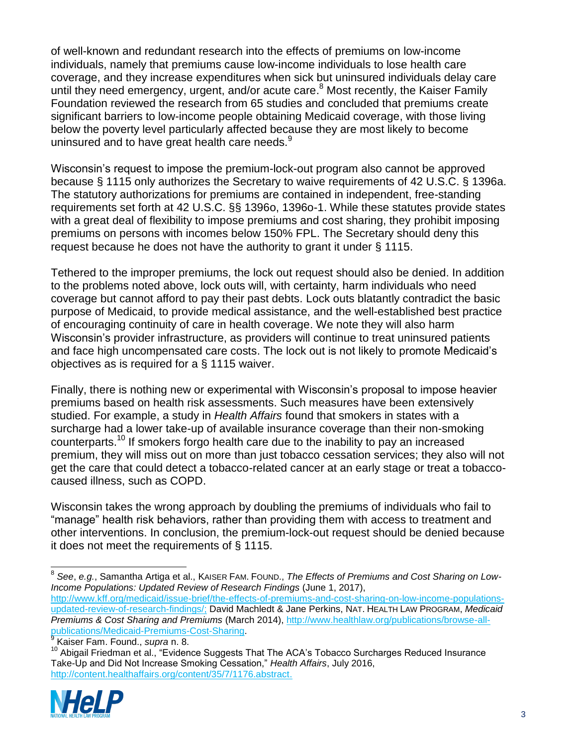of well-known and redundant research into the effects of premiums on low-income individuals, namely that premiums cause low-income individuals to lose health care coverage, and they increase expenditures when sick but uninsured individuals delay care until they need emergency, urgent, and/or acute care.[8] Most recently, the Kaiser Family Foundation reviewed the research from 65 studies and concluded that premiums create significant barriers to low-income people obtaining Medicaid coverage, with those living below the poverty level particularly affected because they are most likely to become uninsured and to have great health care needs.[9]

Wisconsin's request to impose the premium-lock-out program also cannot be approved because § 1115 only authorizes the Secretary to waive requirements of 42 U.S.C. § 1396a. The statutory authorizations for premiums are contained in independent, free-standing requirements set forth at 42 U.S.C. §§ 1396o, 1396o-1. While these statutes provide states with a great deal of flexibility to impose premiums and cost sharing, they prohibit imposing premiums on persons with incomes below 150% FPL. The Secretary should deny this request because he does not have the authority to grant it under § 1115.

Tethered to the improper premiums, the lock out request should also be denied. In addition to the problems noted above, lock outs will, with certainty, harm individuals who need coverage but cannot afford to pay their past debts. Lock outs blatantly contradict the basic purpose of Medicaid, to provide medical assistance, and the well-established best practice of encouraging continuity of care in health coverage. We note they will also harm Wisconsin's provider infrastructure, as providers will continue to treat uninsured patients and face high uncompensated care costs. The lock out is not likely to promote Medicaid's objectives as is required for a § 1115 waiver.

Finally, there is nothing new or experimental with Wisconsin's proposal to impose heavier premiums based on health risk assessments. Such measures have been extensively studied. For example, a study in *Health Affairs* found that smokers in states with a surcharge had a lower take-up of available insurance coverage than their non-smoking counterparts.[10] If smokers forgo health care due to the inability to pay an increased premium, they will miss out on more than just tobacco cessation services; they also will not get the care that could detect a tobacco-related cancer at an early stage or treat a tobacco-caused illness, such as COPD.

Wisconsin takes the wrong approach by doubling the premiums of individuals who fail to "manage" health risk behaviors, rather than providing them with access to treatment and other interventions. In conclusion, the premium-lock-out request should be denied because it does not meet the requirements of § 1115.

---

[8] *See*, *e.g.*, Samantha Artiga et al., KAISER FAM. FOUND., *The Effects of Premiums and Cost Sharing on Low-Income Populations: Updated Review of Research Findings* (June 1, 2017), http://www.kff.org/medicaid/issue-brief/the-effects-of-premiums-and-cost-sharing-on-low-income-populations-updated-review-of-research-findings/; David Machledt & Jane Perkins, NAT. HEALTH LAW PROGRAM, *Medicaid Premiums & Cost Sharing and Premiums* (March 2014), http://www.healthlaw.org/publications/browse-all-publications/Medicaid-Premiums-Cost-Sharing.

[9] Kaiser Fam. Found., *supra* n. 8.

[10] Abigail Friedman et al., "Evidence Suggests That The ACA's Tobacco Surcharges Reduced Insurance Take-Up and Did Not Increase Smoking Cessation," *Health Affairs*, July 2016, http://content.healthaffairs.org/content/35/7/1176.abstract.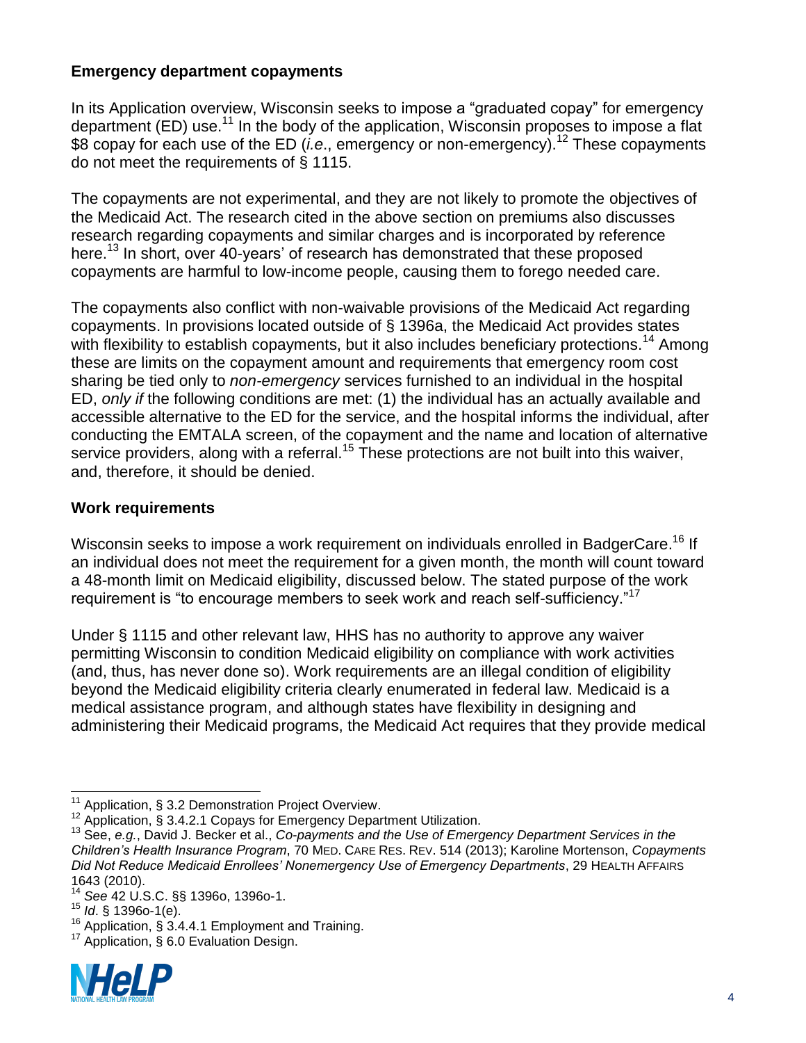**Emergency department copayments**

In its Application overview, Wisconsin seeks to impose a "graduated copay" for emergency department (ED) use.[11] In the body of the application, Wisconsin proposes to impose a flat $8 copay for each use of the ED (*i.e*., emergency or non-emergency).[12] These copayments do not meet the requirements of § 1115.

The copayments are not experimental, and they are not likely to promote the objectives of the Medicaid Act. The research cited in the above section on premiums also discusses research regarding copayments and similar charges and is incorporated by reference here.[13] In short, over 40-years' of research has demonstrated that these proposed copayments are harmful to low-income people, causing them to forego needed care.

The copayments also conflict with non-waivable provisions of the Medicaid Act regarding copayments. In provisions located outside of § 1396a, the Medicaid Act provides states with flexibility to establish copayments, but it also includes beneficiary protections.[14] Among these are limits on the copayment amount and requirements that emergency room cost sharing be tied only to *non-emergency* services furnished to an individual in the hospital ED, *only if* the following conditions are met: (1) the individual has an actually available and accessible alternative to the ED for the service, and the hospital informs the individual, after conducting the EMTALA screen, of the copayment and the name and location of alternative service providers, along with a referral.[15] These protections are not built into this waiver, and, therefore, it should be denied.

**Work requirements**

Wisconsin seeks to impose a work requirement on individuals enrolled in BadgerCare.[16] If an individual does not meet the requirement for a given month, the month will count toward a 48-month limit on Medicaid eligibility, discussed below. The stated purpose of the work requirement is "to encourage members to seek work and reach self-sufficiency."[17]

Under § 1115 and other relevant law, HHS has no authority to approve any waiver permitting Wisconsin to condition Medicaid eligibility on compliance with work activities (and, thus, has never done so). Work requirements are an illegal condition of eligibility beyond the Medicaid eligibility criteria clearly enumerated in federal law. Medicaid is a medical assistance program, and although states have flexibility in designing and administering their Medicaid programs, the Medicaid Act requires that they provide medical

---

[11] Application, § 3.2 Demonstration Project Overview.

[12] Application, § 3.4.2.1 Copays for Emergency Department Utilization.

[13] See, *e.g.*, David J. Becker et al., *Co-payments and the Use of Emergency Department Services in the Children's Health Insurance Program*, 70 MED. CARE RES. REV. 514 (2013); Karoline Mortenson, *Copayments Did Not Reduce Medicaid Enrollees' Nonemergency Use of Emergency Departments*, 29 HEALTH AFFAIRS 1643 (2010).

[14] *See* 42 U.S.C. §§ 1396o, 1396o-1.

[15] *Id*. § 1396o-1(e).

[16] Application, § 3.4.4.1 Employment and Training.

[17] Application, § 6.0 Evaluation Design.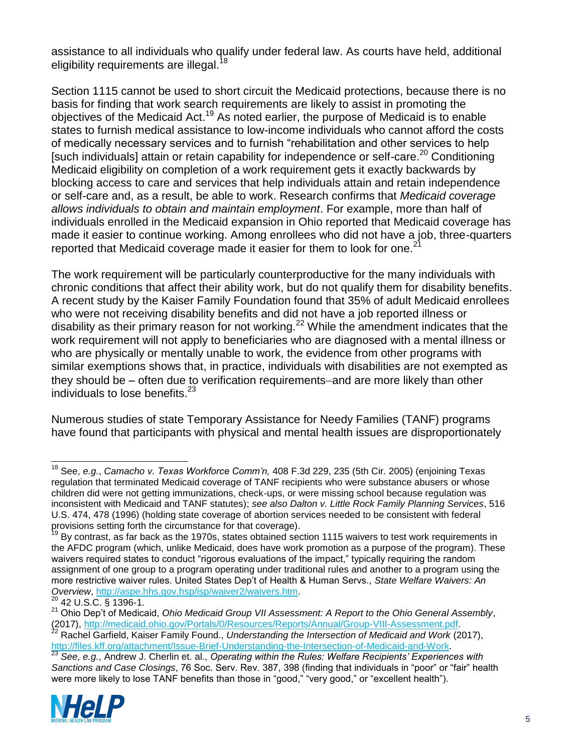assistance to all individuals who qualify under federal law. As courts have held, additional eligibility requirements are illegal.[18]

Section 1115 cannot be used to short circuit the Medicaid protections, because there is no basis for finding that work search requirements are likely to assist in promoting the objectives of the Medicaid Act.[19] As noted earlier, the purpose of Medicaid is to enable states to furnish medical assistance to low-income individuals who cannot afford the costs of medically necessary services and to furnish "rehabilitation and other services to help [such individuals] attain or retain capability for independence or self-care.[20] Conditioning Medicaid eligibility on completion of a work requirement gets it exactly backwards by blocking access to care and services that help individuals attain and retain independence or self-care and, as a result, be able to work. Research confirms that *Medicaid coverage allows individuals to obtain and maintain employment*. For example, more than half of individuals enrolled in the Medicaid expansion in Ohio reported that Medicaid coverage has made it easier to continue working. Among enrollees who did not have a job, three-quarters reported that Medicaid coverage made it easier for them to look for one.[21]

The work requirement will be particularly counterproductive for the many individuals with chronic conditions that affect their ability work, but do not qualify them for disability benefits. A recent study by the Kaiser Family Foundation found that 35% of adult Medicaid enrollees who were not receiving disability benefits and did not have a job reported illness or disability as their primary reason for not working.[22] While the amendment indicates that the work requirement will not apply to beneficiaries who are diagnosed with a mental illness or who are physically or mentally unable to work, the evidence from other programs with similar exemptions shows that, in practice, individuals with disabilities are not exempted as they should be – often due to verification requirements–and are more likely than other individuals to lose benefits.[23]

Numerous studies of state Temporary Assistance for Needy Families (TANF) programs have found that participants with physical and mental health issues are disproportionately

---

[18] See, *e.g.*, *Camacho v. Texas Workforce Comm'n,* 408 F.3d 229, 235 (5th Cir. 2005) (enjoining Texas regulation that terminated Medicaid coverage of TANF recipients who were substance abusers or whose children did were not getting immunizations, check-ups, or were missing school because regulation was inconsistent with Medicaid and TANF statutes); *see also Dalton v. Little Rock Family Planning Services*, 516 U.S. 474, 478 (1996) (holding state coverage of abortion services needed to be consistent with federal provisions setting forth the circumstance for that coverage).

[19] By contrast, as far back as the 1970s, states obtained section 1115 waivers to test work requirements in the AFDC program (which, unlike Medicaid, does have work promotion as a purpose of the program). These waivers required states to conduct "rigorous evaluations of the impact," typically requiring the random assignment of one group to a program operating under traditional rules and another to a program using the more restrictive waiver rules. United States Dep't of Health & Human Servs., *State Welfare Waivers: An Overview*, http://aspe.hhs.gov.hsp/isp/waiver2/waivers.htm.

[20] 42 U.S.C. § 1396-1.

[21] Ohio Dep't of Medicaid, *Ohio Medicaid Group VII Assessment: A Report to the Ohio General Assembly*, (2017), http://medicaid.ohio.gov/Portals/0/Resources/Reports/Annual/Group-VIII-Assessment.pdf.

[22] Rachel Garfield, Kaiser Family Found., *Understanding the Intersection of Medicaid and Work* (2017), http://files.kff.org/attachment/Issue-Brief-Understanding-the-Intersection-of-Medicaid-and-Work.

[23] *See, e.g.*, Andrew J. Cherlin et. al., *Operating within the Rules: Welfare Recipients' Experiences with Sanctions and Case Closings*, 76 Soc. Serv. Rev. 387, 398 (finding that individuals in "poor" or "fair" health were more likely to lose TANF benefits than those in "good," "very good," or "excellent health").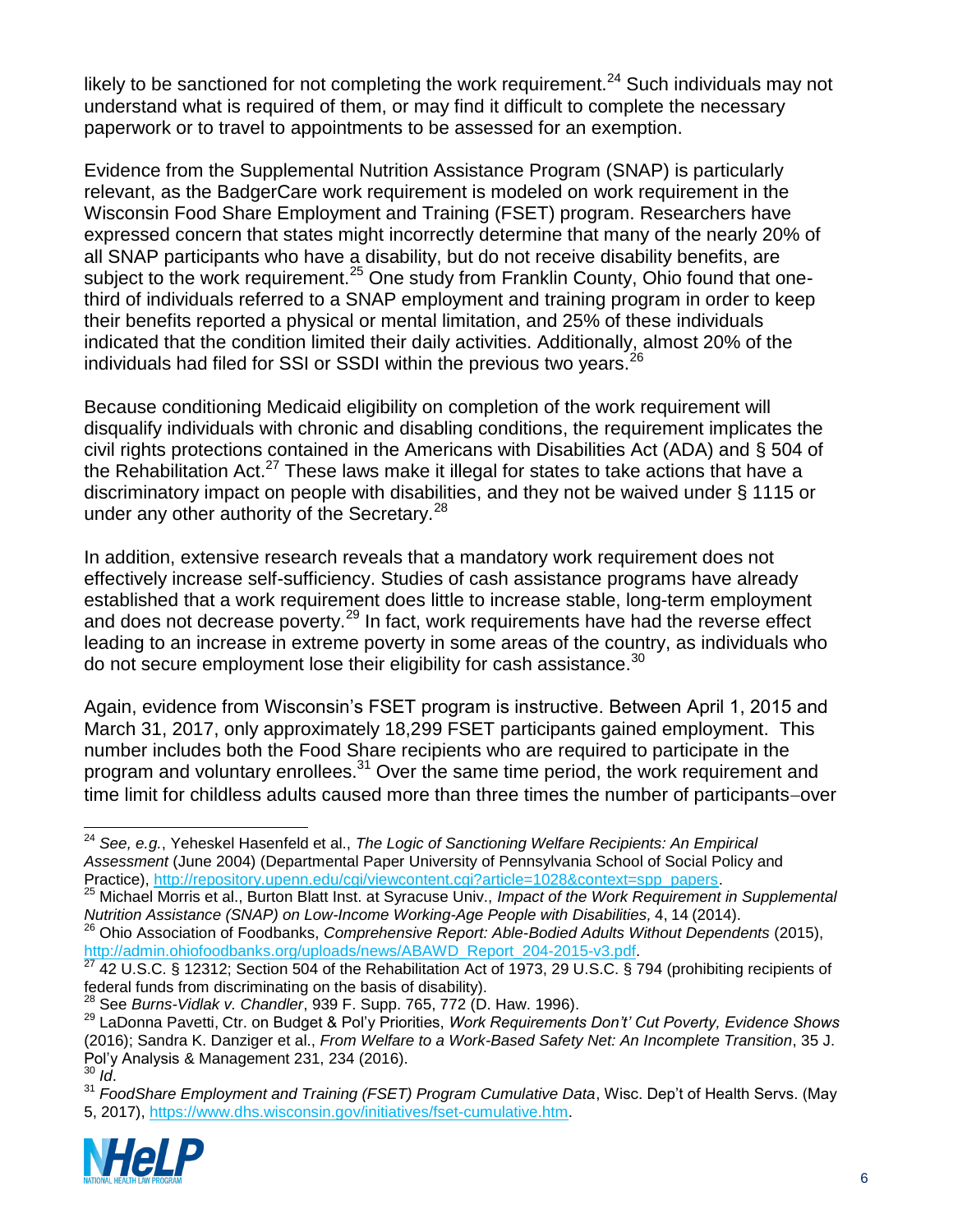likely to be sanctioned for not completing the work requirement.[24] Such individuals may not understand what is required of them, or may find it difficult to complete the necessary paperwork or to travel to appointments to be assessed for an exemption.

Evidence from the Supplemental Nutrition Assistance Program (SNAP) is particularly relevant, as the BadgerCare work requirement is modeled on work requirement in the Wisconsin Food Share Employment and Training (FSET) program. Researchers have expressed concern that states might incorrectly determine that many of the nearly 20% of all SNAP participants who have a disability, but do not receive disability benefits, are subject to the work requirement.[25] One study from Franklin County, Ohio found that one-third of individuals referred to a SNAP employment and training program in order to keep their benefits reported a physical or mental limitation, and 25% of these individuals indicated that the condition limited their daily activities. Additionally, almost 20% of the individuals had filed for SSI or SSDI within the previous two years.[26]

Because conditioning Medicaid eligibility on completion of the work requirement will disqualify individuals with chronic and disabling conditions, the requirement implicates the civil rights protections contained in the Americans with Disabilities Act (ADA) and § 504 of the Rehabilitation Act.[27] These laws make it illegal for states to take actions that have a discriminatory impact on people with disabilities, and they not be waived under § 1115 or under any other authority of the Secretary.[28]

In addition, extensive research reveals that a mandatory work requirement does not effectively increase self-sufficiency. Studies of cash assistance programs have already established that a work requirement does little to increase stable, long-term employment and does not decrease poverty.[29] In fact, work requirements have had the reverse effect leading to an increase in extreme poverty in some areas of the country, as individuals who do not secure employment lose their eligibility for cash assistance.[30]

Again, evidence from Wisconsin's FSET program is instructive. Between April 1, 2015 and March 31, 2017, only approximately 18,299 FSET participants gained employment. This number includes both the Food Share recipients who are required to participate in the program and voluntary enrollees.[31] Over the same time period, the work requirement and time limit for childless adults caused more than three times the number of participants−over

---

[24] *See, e.g.*, Yeheskel Hasenfeld et al., *The Logic of Sanctioning Welfare Recipients: An Empirical Assessment* (June 2004) (Departmental Paper University of Pennsylvania School of Social Policy and Practice), http://repository.upenn.edu/cgi/viewcontent.cgi?article=1028&context=spp_papers.

[25] Michael Morris et al., Burton Blatt Inst. at Syracuse Univ., *Impact of the Work Requirement in Supplemental Nutrition Assistance (SNAP) on Low-Income Working-Age People with Disabilities,* 4, 14 (2014).

[26] Ohio Association of Foodbanks, *Comprehensive Report: Able-Bodied Adults Without Dependents* (2015), http://admin.ohiofoodbanks.org/uploads/news/ABAWD_Report_204-2015-v3.pdf.

[27] 42 U.S.C. § 12312; Section 504 of the Rehabilitation Act of 1973, 29 U.S.C. § 794 (prohibiting recipients of federal funds from discriminating on the basis of disability).

[28] See *Burns-Vidlak v. Chandler*, 939 F. Supp. 765, 772 (D. Haw. 1996).

[29] LaDonna Pavetti, Ctr. on Budget & Pol'y Priorities, *Work Requirements Don't' Cut Poverty, Evidence Shows* (2016); Sandra K. Danziger et al., *From Welfare to a Work-Based Safety Net: An Incomplete Transition*, 35 J. Pol'y Analysis & Management 231, 234 (2016).

[30] *Id*.

[31] *FoodShare Employment and Training (FSET) Program Cumulative Data*, Wisc. Dep't of Health Servs. (May 5, 2017), https://www.dhs.wisconsin.gov/initiatives/fset-cumulative.htm.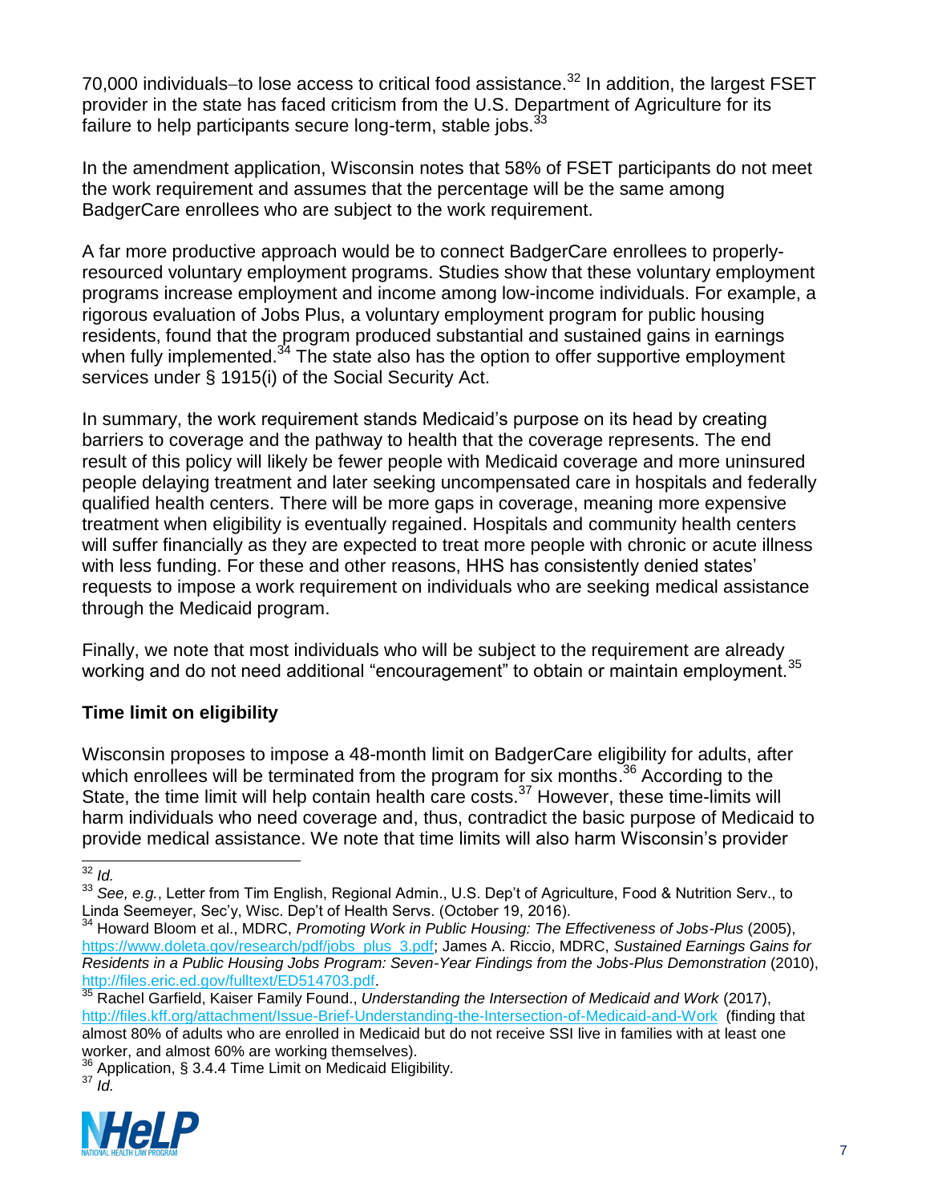70,000 individuals–to lose access to critical food assistance.[32] In addition, the largest FSET provider in the state has faced criticism from the U.S. Department of Agriculture for its failure to help participants secure long-term, stable jobs.[33]

In the amendment application, Wisconsin notes that 58% of FSET participants do not meet the work requirement and assumes that the percentage will be the same among BadgerCare enrollees who are subject to the work requirement.

A far more productive approach would be to connect BadgerCare enrollees to properly-resourced voluntary employment programs. Studies show that these voluntary employment programs increase employment and income among low-income individuals. For example, a rigorous evaluation of Jobs Plus, a voluntary employment program for public housing residents, found that the program produced substantial and sustained gains in earnings when fully implemented.[34] The state also has the option to offer supportive employment services under § 1915(i) of the Social Security Act.

In summary, the work requirement stands Medicaid's purpose on its head by creating barriers to coverage and the pathway to health that the coverage represents. The end result of this policy will likely be fewer people with Medicaid coverage and more uninsured people delaying treatment and later seeking uncompensated care in hospitals and federally qualified health centers. There will be more gaps in coverage, meaning more expensive treatment when eligibility is eventually regained. Hospitals and community health centers will suffer financially as they are expected to treat more people with chronic or acute illness with less funding. For these and other reasons, HHS has consistently denied states' requests to impose a work requirement on individuals who are seeking medical assistance through the Medicaid program.

Finally, we note that most individuals who will be subject to the requirement are already working and do not need additional "encouragement" to obtain or maintain employment.[35]

**Time limit on eligibility**

Wisconsin proposes to impose a 48-month limit on BadgerCare eligibility for adults, after which enrollees will be terminated from the program for six months.[36] According to the State, the time limit will help contain health care costs.[37] However, these time-limits will harm individuals who need coverage and, thus, contradict the basic purpose of Medicaid to provide medical assistance. We note that time limits will also harm Wisconsin's provider

---

[32] *Id.*

[33] *See, e.g.*, Letter from Tim English, Regional Admin., U.S. Dep't of Agriculture, Food & Nutrition Serv., to Linda Seemeyer, Sec'y, Wisc. Dep't of Health Servs. (October 19, 2016).

[34] Howard Bloom et al., MDRC, *Promoting Work in Public Housing: The Effectiveness of Jobs-Plus* (2005), https://www.doleta.gov/research/pdf/jobs_plus_3.pdf; James A. Riccio, MDRC, *Sustained Earnings Gains for Residents in a Public Housing Jobs Program: Seven-Year Findings from the Jobs-Plus Demonstration* (2010), http://files.eric.ed.gov/fulltext/ED514703.pdf.

[35] Rachel Garfield, Kaiser Family Found., *Understanding the Intersection of Medicaid and Work* (2017), http://files.kff.org/attachment/Issue-Brief-Understanding-the-Intersection-of-Medicaid-and-Work (finding that almost 80% of adults who are enrolled in Medicaid but do not receive SSI live in families with at least one worker, and almost 60% are working themselves).

[36] Application, § 3.4.4 Time Limit on Medicaid Eligibility.

[37] *Id.*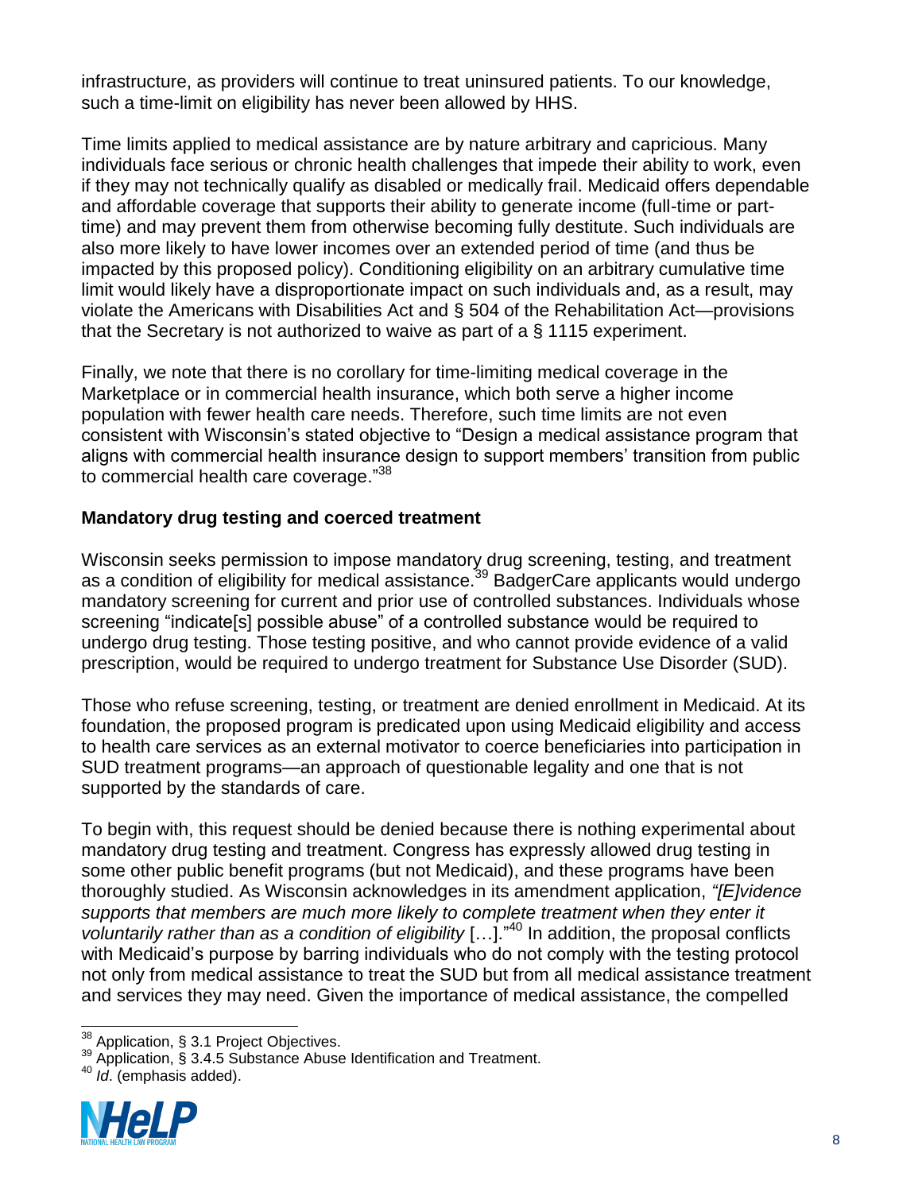infrastructure, as providers will continue to treat uninsured patients. To our knowledge, such a time-limit on eligibility has never been allowed by HHS.

Time limits applied to medical assistance are by nature arbitrary and capricious. Many individuals face serious or chronic health challenges that impede their ability to work, even if they may not technically qualify as disabled or medically frail. Medicaid offers dependable and affordable coverage that supports their ability to generate income (full-time or part-time) and may prevent them from otherwise becoming fully destitute. Such individuals are also more likely to have lower incomes over an extended period of time (and thus be impacted by this proposed policy). Conditioning eligibility on an arbitrary cumulative time limit would likely have a disproportionate impact on such individuals and, as a result, may violate the Americans with Disabilities Act and § 504 of the Rehabilitation Act—provisions that the Secretary is not authorized to waive as part of a § 1115 experiment.

Finally, we note that there is no corollary for time-limiting medical coverage in the Marketplace or in commercial health insurance, which both serve a higher income population with fewer health care needs. Therefore, such time limits are not even consistent with Wisconsin's stated objective to "Design a medical assistance program that aligns with commercial health insurance design to support members' transition from public to commercial health care coverage."[38]

**Mandatory drug testing and coerced treatment**

Wisconsin seeks permission to impose mandatory drug screening, testing, and treatment as a condition of eligibility for medical assistance.[39] BadgerCare applicants would undergo mandatory screening for current and prior use of controlled substances. Individuals whose screening "indicate[s] possible abuse" of a controlled substance would be required to undergo drug testing. Those testing positive, and who cannot provide evidence of a valid prescription, would be required to undergo treatment for Substance Use Disorder (SUD).

Those who refuse screening, testing, or treatment are denied enrollment in Medicaid. At its foundation, the proposed program is predicated upon using Medicaid eligibility and access to health care services as an external motivator to coerce beneficiaries into participation in SUD treatment programs—an approach of questionable legality and one that is not supported by the standards of care.

To begin with, this request should be denied because there is nothing experimental about mandatory drug testing and treatment. Congress has expressly allowed drug testing in some other public benefit programs (but not Medicaid), and these programs have been thoroughly studied. As Wisconsin acknowledges in its amendment application, *"[E]vidence supports that members are much more likely to complete treatment when they enter it voluntarily rather than as a condition of eligibility* […]."[40] In addition, the proposal conflicts with Medicaid's purpose by barring individuals who do not comply with the testing protocol not only from medical assistance to treat the SUD but from all medical assistance treatment and services they may need. Given the importance of medical assistance, the compelled

[38] Application, § 3.1 Project Objectives.

[39] Application, § 3.4.5 Substance Abuse Identification and Treatment.

[40] *Id*. (emphasis added).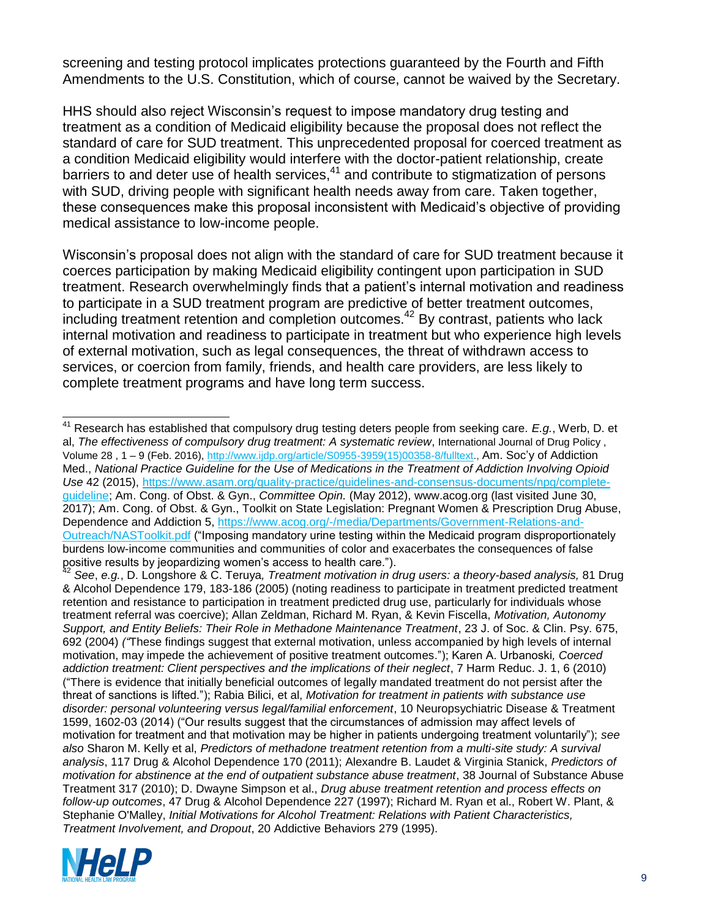screening and testing protocol implicates protections guaranteed by the Fourth and Fifth Amendments to the U.S. Constitution, which of course, cannot be waived by the Secretary.

HHS should also reject Wisconsin's request to impose mandatory drug testing and treatment as a condition of Medicaid eligibility because the proposal does not reflect the standard of care for SUD treatment. This unprecedented proposal for coerced treatment as a condition Medicaid eligibility would interfere with the doctor-patient relationship, create barriers to and deter use of health services,[41] and contribute to stigmatization of persons with SUD, driving people with significant health needs away from care. Taken together, these consequences make this proposal inconsistent with Medicaid's objective of providing medical assistance to low-income people.

Wisconsin's proposal does not align with the standard of care for SUD treatment because it coerces participation by making Medicaid eligibility contingent upon participation in SUD treatment. Research overwhelmingly finds that a patient's internal motivation and readiness to participate in a SUD treatment program are predictive of better treatment outcomes, including treatment retention and completion outcomes.[42] By contrast, patients who lack internal motivation and readiness to participate in treatment but who experience high levels of external motivation, such as legal consequences, the threat of withdrawn access to services, or coercion from family, friends, and health care providers, are less likely to complete treatment programs and have long term success.

---

[41] Research has established that compulsory drug testing deters people from seeking care. *E.g.*, Werb, D. et al, *The effectiveness of compulsory drug treatment: A systematic review*, International Journal of Drug Policy , Volume 28 , 1 – 9 (Feb. 2016), http://www.ijdp.org/article/S0955-3959(15)00358-8/fulltext., Am. Soc'y of Addiction Med., *National Practice Guideline for the Use of Medications in the Treatment of Addiction Involving Opioid Use* 42 (2015), https://www.asam.org/quality-practice/guidelines-and-consensus-documents/npg/complete-guideline; Am. Cong. of Obst. & Gyn., *Committee Opin.* (May 2012), www.acog.org (last visited June 30, 2017); Am. Cong. of Obst. & Gyn., Toolkit on State Legislation: Pregnant Women & Prescription Drug Abuse, Dependence and Addiction 5, https://www.acog.org/-/media/Departments/Government-Relations-and-Outreach/NASToolkit.pdf ("Imposing mandatory urine testing within the Medicaid program disproportionately burdens low-income communities and communities of color and exacerbates the consequences of false positive results by jeopardizing women's access to health care.").

[42] *See*, *e.g.*, D. Longshore & C. Teruya, *Treatment motivation in drug users: a theory-based analysis,* 81 Drug & Alcohol Dependence 179, 183-186 (2005) (noting readiness to participate in treatment predicted treatment retention and resistance to participation in treatment predicted drug use, particularly for individuals whose treatment referral was coercive); Allan Zeldman, Richard M. Ryan, & Kevin Fiscella, *Motivation, Autonomy Support, and Entity Beliefs: Their Role in Methadone Maintenance Treatment*, 23 J. of Soc. & Clin. Psy. 675, 692 (2004) ("These findings suggest that external motivation, unless accompanied by high levels of internal motivation, may impede the achievement of positive treatment outcomes."); Karen A. Urbanoski, *Coerced addiction treatment: Client perspectives and the implications of their neglect*, 7 Harm Reduc. J. 1, 6 (2010) ("There is evidence that initially beneficial outcomes of legally mandated treatment do not persist after the threat of sanctions is lifted."); Rabia Bilici, et al, *Motivation for treatment in patients with substance use disorder: personal volunteering versus legal/familial enforcement*, 10 Neuropsychiatric Disease & Treatment 1599, 1602-03 (2014) ("Our results suggest that the circumstances of admission may affect levels of motivation for treatment and that motivation may be higher in patients undergoing treatment voluntarily"); *see also* Sharon M. Kelly et al, *Predictors of methadone treatment retention from a multi-site study: A survival analysis*, 117 Drug & Alcohol Dependence 170 (2011); Alexandre B. Laudet & Virginia Stanick, *Predictors of motivation for abstinence at the end of outpatient substance abuse treatment*, 38 Journal of Substance Abuse Treatment 317 (2010); D. Dwayne Simpson et al., *Drug abuse treatment retention and process effects on follow-up outcomes*, 47 Drug & Alcohol Dependence 227 (1997); Richard M. Ryan et al., Robert W. Plant, & Stephanie O'Malley, *Initial Motivations for Alcohol Treatment: Relations with Patient Characteristics, Treatment Involvement, and Dropout*, 20 Addictive Behaviors 279 (1995).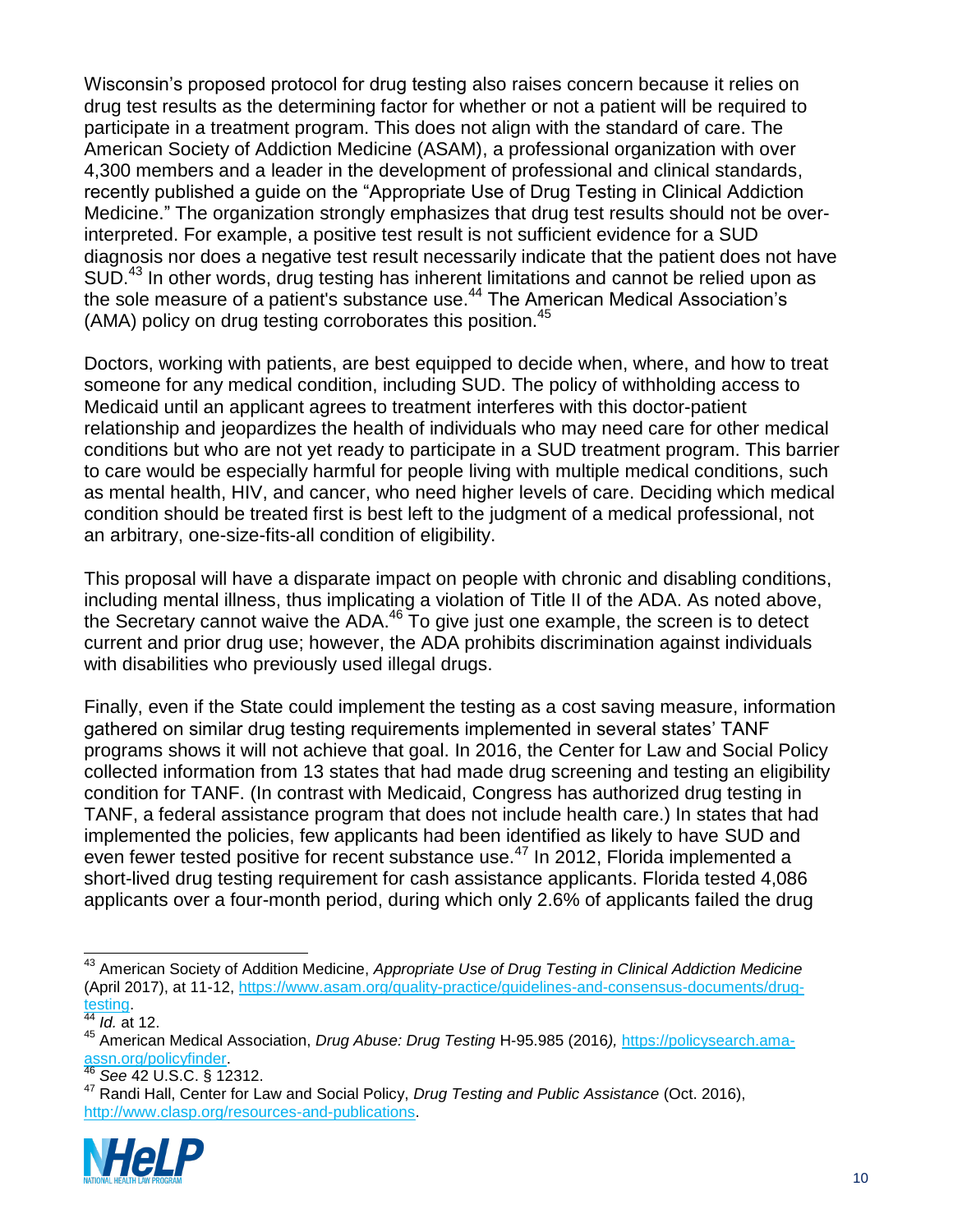Wisconsin's proposed protocol for drug testing also raises concern because it relies on drug test results as the determining factor for whether or not a patient will be required to participate in a treatment program. This does not align with the standard of care. The American Society of Addiction Medicine (ASAM), a professional organization with over 4,300 members and a leader in the development of professional and clinical standards, recently published a guide on the "Appropriate Use of Drug Testing in Clinical Addiction Medicine." The organization strongly emphasizes that drug test results should not be over-interpreted. For example, a positive test result is not sufficient evidence for a SUD diagnosis nor does a negative test result necessarily indicate that the patient does not have SUD.[43] In other words, drug testing has inherent limitations and cannot be relied upon as the sole measure of a patient's substance use.[44] The American Medical Association's (AMA) policy on drug testing corroborates this position.[45]

Doctors, working with patients, are best equipped to decide when, where, and how to treat someone for any medical condition, including SUD. The policy of withholding access to Medicaid until an applicant agrees to treatment interferes with this doctor-patient relationship and jeopardizes the health of individuals who may need care for other medical conditions but who are not yet ready to participate in a SUD treatment program. This barrier to care would be especially harmful for people living with multiple medical conditions, such as mental health, HIV, and cancer, who need higher levels of care. Deciding which medical condition should be treated first is best left to the judgment of a medical professional, not an arbitrary, one-size-fits-all condition of eligibility.

This proposal will have a disparate impact on people with chronic and disabling conditions, including mental illness, thus implicating a violation of Title II of the ADA. As noted above, the Secretary cannot waive the ADA.[46] To give just one example, the screen is to detect current and prior drug use; however, the ADA prohibits discrimination against individuals with disabilities who previously used illegal drugs.

Finally, even if the State could implement the testing as a cost saving measure, information gathered on similar drug testing requirements implemented in several states' TANF programs shows it will not achieve that goal. In 2016, the Center for Law and Social Policy collected information from 13 states that had made drug screening and testing an eligibility condition for TANF. (In contrast with Medicaid, Congress has authorized drug testing in TANF, a federal assistance program that does not include health care.) In states that had implemented the policies, few applicants had been identified as likely to have SUD and even fewer tested positive for recent substance use.[47] In 2012, Florida implemented a short-lived drug testing requirement for cash assistance applicants. Florida tested 4,086 applicants over a four-month period, during which only 2.6% of applicants failed the drug

---

[43] American Society of Addition Medicine, *Appropriate Use of Drug Testing in Clinical Addiction Medicine* (April 2017), at 11-12, https://www.asam.org/quality-practice/guidelines-and-consensus-documents/drug-testing.

[44] *Id.* at 12.

[45] American Medical Association, *Drug Abuse: Drug Testing* H-95.985 (2016), https://policysearch.ama-assn.org/policyfinder.

[46] *See* 42 U.S.C. § 12312.

[47] Randi Hall, Center for Law and Social Policy, *Drug Testing and Public Assistance* (Oct. 2016), http://www.clasp.org/resources-and-publications.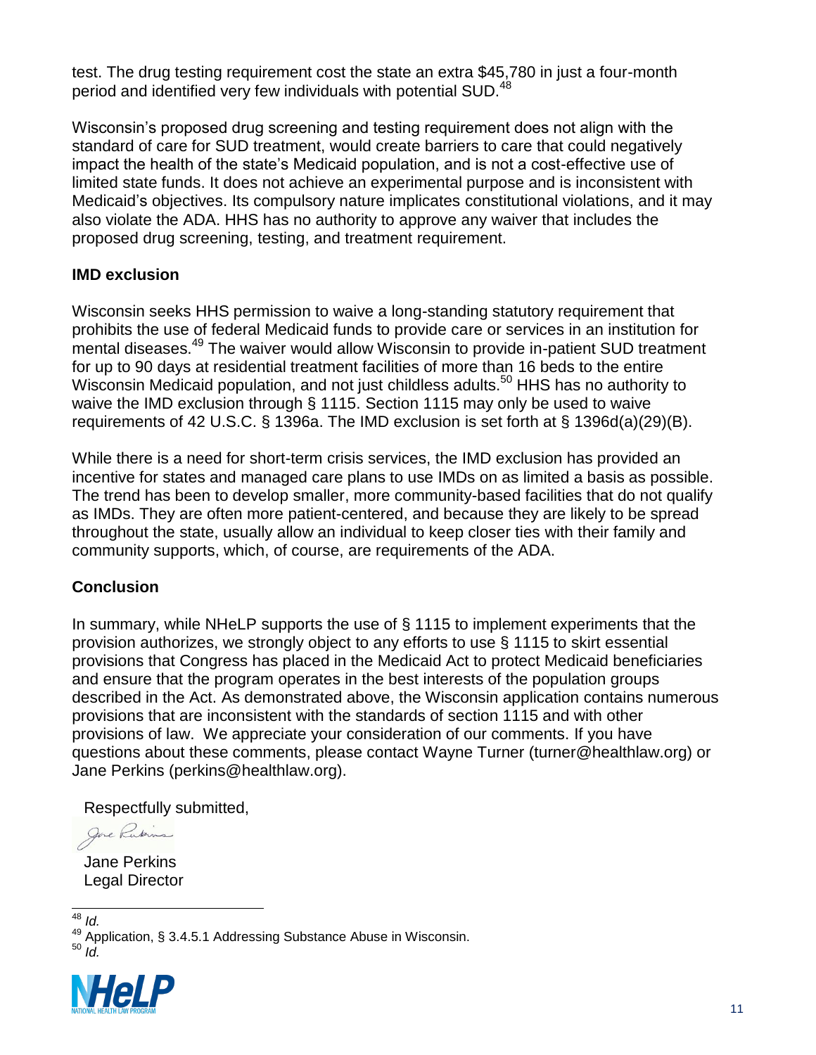test. The drug testing requirement cost the state an extra $45,780 in just a four-month period and identified very few individuals with potential SUD.[48]

Wisconsin's proposed drug screening and testing requirement does not align with the standard of care for SUD treatment, would create barriers to care that could negatively impact the health of the state's Medicaid population, and is not a cost-effective use of limited state funds. It does not achieve an experimental purpose and is inconsistent with Medicaid's objectives. Its compulsory nature implicates constitutional violations, and it may also violate the ADA. HHS has no authority to approve any waiver that includes the proposed drug screening, testing, and treatment requirement.

**IMD exclusion**

Wisconsin seeks HHS permission to waive a long-standing statutory requirement that prohibits the use of federal Medicaid funds to provide care or services in an institution for mental diseases.[49] The waiver would allow Wisconsin to provide in-patient SUD treatment for up to 90 days at residential treatment facilities of more than 16 beds to the entire Wisconsin Medicaid population, and not just childless adults.[50] HHS has no authority to waive the IMD exclusion through § 1115. Section 1115 may only be used to waive requirements of 42 U.S.C. § 1396a. The IMD exclusion is set forth at § 1396d(a)(29)(B).

While there is a need for short-term crisis services, the IMD exclusion has provided an incentive for states and managed care plans to use IMDs on as limited a basis as possible. The trend has been to develop smaller, more community-based facilities that do not qualify as IMDs. They are often more patient-centered, and because they are likely to be spread throughout the state, usually allow an individual to keep closer ties with their family and community supports, which, of course, are requirements of the ADA.

**Conclusion**

In summary, while NHeLP supports the use of § 1115 to implement experiments that the provision authorizes, we strongly object to any efforts to use § 1115 to skirt essential provisions that Congress has placed in the Medicaid Act to protect Medicaid beneficiaries and ensure that the program operates in the best interests of the population groups described in the Act. As demonstrated above, the Wisconsin application contains numerous provisions that are inconsistent with the standards of section 1115 and with other provisions of law. We appreciate your consideration of our comments. If you have questions about these comments, please contact Wayne Turner (turner@healthlaw.org) or Jane Perkins (perkins@healthlaw.org).

Respectfully submitted,

Jane Perkins
Legal Director

[48] *Id.*
[49] Application, § 3.4.5.1 Addressing Substance Abuse in Wisconsin.
[50] *Id.*